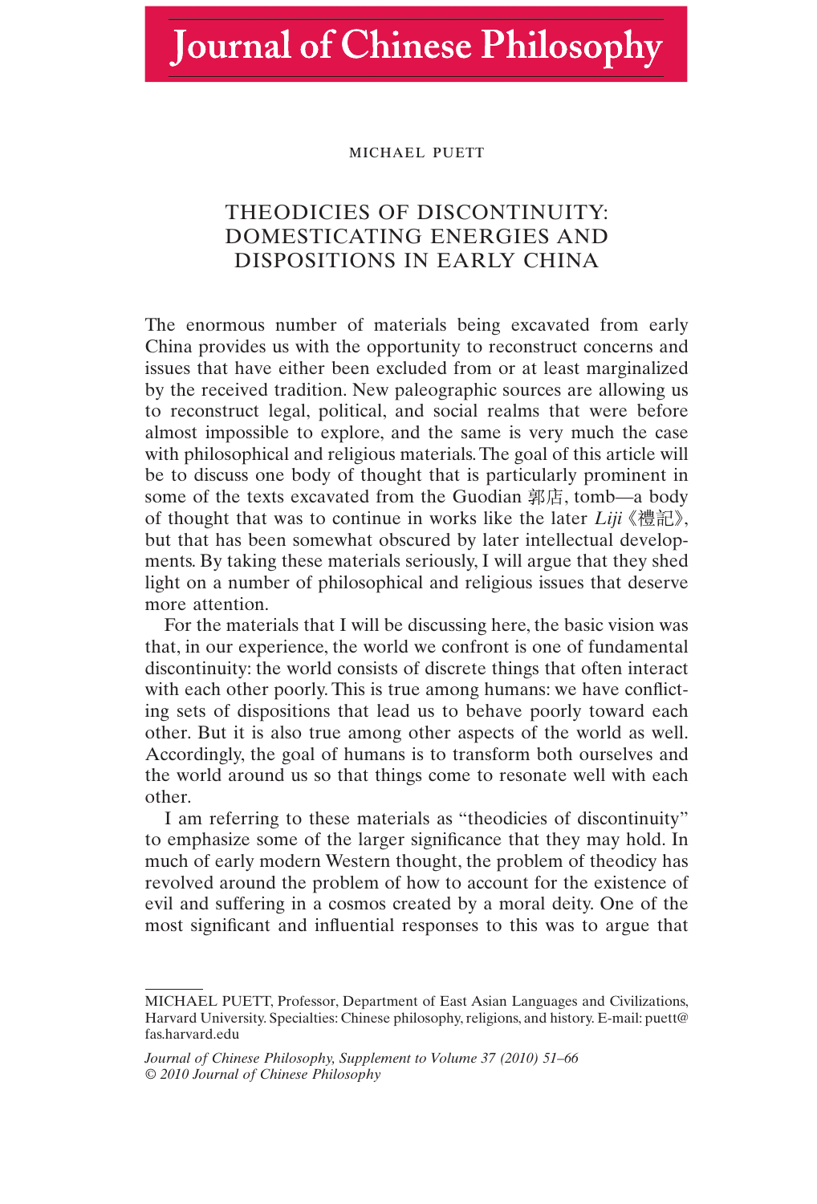# Journal of Chinese Philosophy

MICHAEL PUETT

## THEODICIES OF DISCONTINUITY: DOMESTICATING ENERGIES AND DISPOSITIONS IN EARLY CHINA

The enormous number of materials being excavated from early China provides us with the opportunity to reconstruct concerns and issues that have either been excluded from or at least marginalized by the received tradition. New paleographic sources are allowing us to reconstruct legal, political, and social realms that were before almost impossible to explore, and the same is very much the case with philosophical and religious materials. The goal of this article will be to discuss one body of thought that is particularly prominent in some of the texts excavated from the Guodian 郭店, tomb—a body of thought that was to continue in works like the later *Liji*《禮記》, but that has been somewhat obscured by later intellectual developments. By taking these materials seriously, I will argue that they shed light on a number of philosophical and religious issues that deserve more attention.

For the materials that I will be discussing here, the basic vision was that, in our experience, the world we confront is one of fundamental discontinuity: the world consists of discrete things that often interact with each other poorly. This is true among humans: we have conflicting sets of dispositions that lead us to behave poorly toward each other. But it is also true among other aspects of the world as well. Accordingly, the goal of humans is to transform both ourselves and the world around us so that things come to resonate well with each other.

I am referring to these materials as "theodicies of discontinuity" to emphasize some of the larger significance that they may hold. In much of early modern Western thought, the problem of theodicy has revolved around the problem of how to account for the existence of evil and suffering in a cosmos created by a moral deity. One of the most significant and influential responses to this was to argue that

---

MICHAEL PUETT, Professor, Department of East Asian Languages and Civilizations, Harvard University. Specialties: Chinese philosophy, religions, and history. E-mail: puett@fas.harvard.edu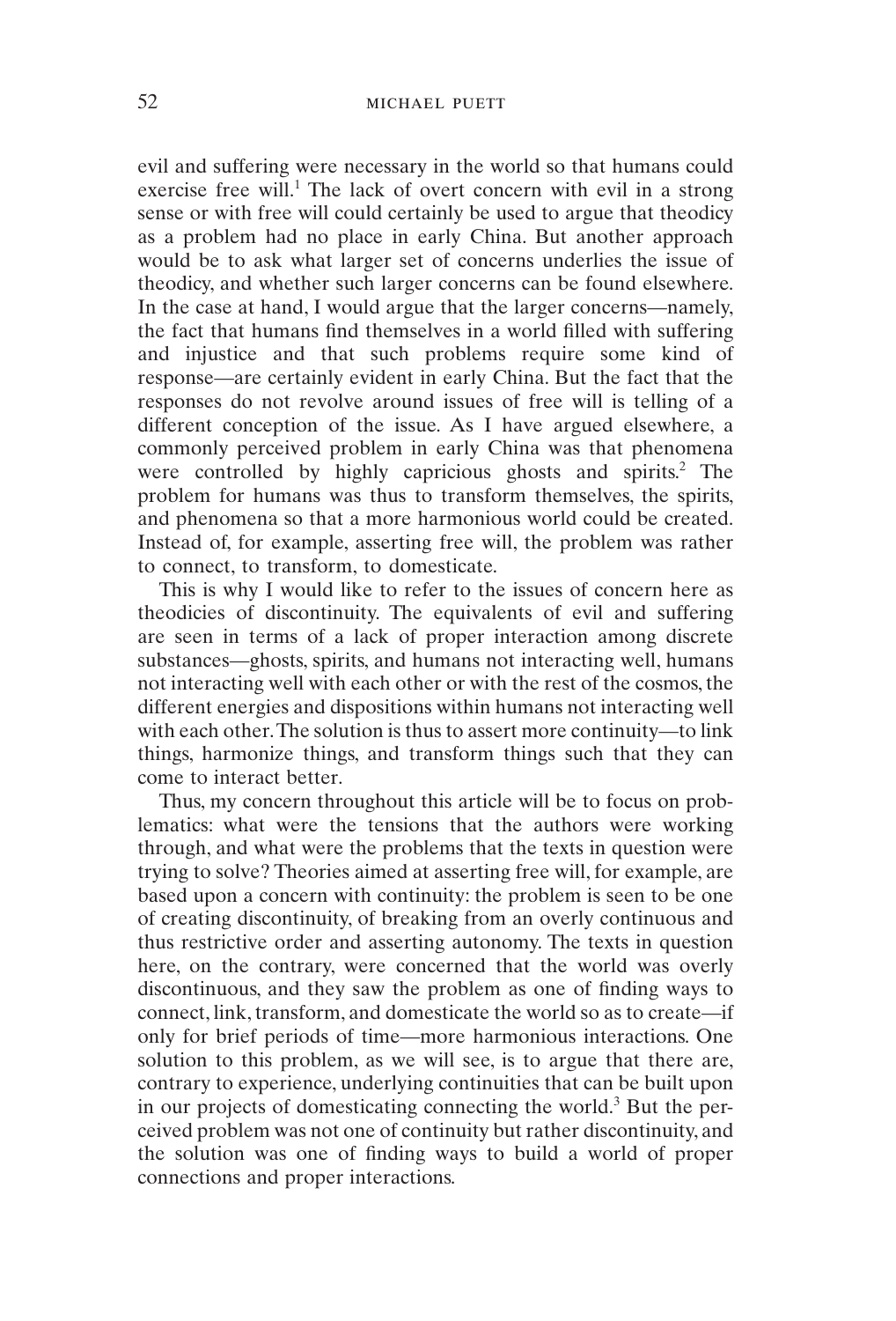evil and suffering were necessary in the world so that humans could exercise free will.[1] The lack of overt concern with evil in a strong sense or with free will could certainly be used to argue that theodicy as a problem had no place in early China. But another approach would be to ask what larger set of concerns underlies the issue of theodicy, and whether such larger concerns can be found elsewhere. In the case at hand, I would argue that the larger concerns—namely, the fact that humans find themselves in a world filled with suffering and injustice and that such problems require some kind of response—are certainly evident in early China. But the fact that the responses do not revolve around issues of free will is telling of a different conception of the issue. As I have argued elsewhere, a commonly perceived problem in early China was that phenomena were controlled by highly capricious ghosts and spirits.[2] The problem for humans was thus to transform themselves, the spirits, and phenomena so that a more harmonious world could be created. Instead of, for example, asserting free will, the problem was rather to connect, to transform, to domesticate.

This is why I would like to refer to the issues of concern here as theodicies of discontinuity. The equivalents of evil and suffering are seen in terms of a lack of proper interaction among discrete substances—ghosts, spirits, and humans not interacting well, humans not interacting well with each other or with the rest of the cosmos, the different energies and dispositions within humans not interacting well with each other. The solution is thus to assert more continuity—to link things, harmonize things, and transform things such that they can come to interact better.

Thus, my concern throughout this article will be to focus on problematics: what were the tensions that the authors were working through, and what were the problems that the texts in question were trying to solve? Theories aimed at asserting free will, for example, are based upon a concern with continuity: the problem is seen to be one of creating discontinuity, of breaking from an overly continuous and thus restrictive order and asserting autonomy. The texts in question here, on the contrary, were concerned that the world was overly discontinuous, and they saw the problem as one of finding ways to connect, link, transform, and domesticate the world so as to create—if only for brief periods of time—more harmonious interactions. One solution to this problem, as we will see, is to argue that there are, contrary to experience, underlying continuities that can be built upon in our projects of domesticating connecting the world.[3] But the perceived problem was not one of continuity but rather discontinuity, and the solution was one of finding ways to build a world of proper connections and proper interactions.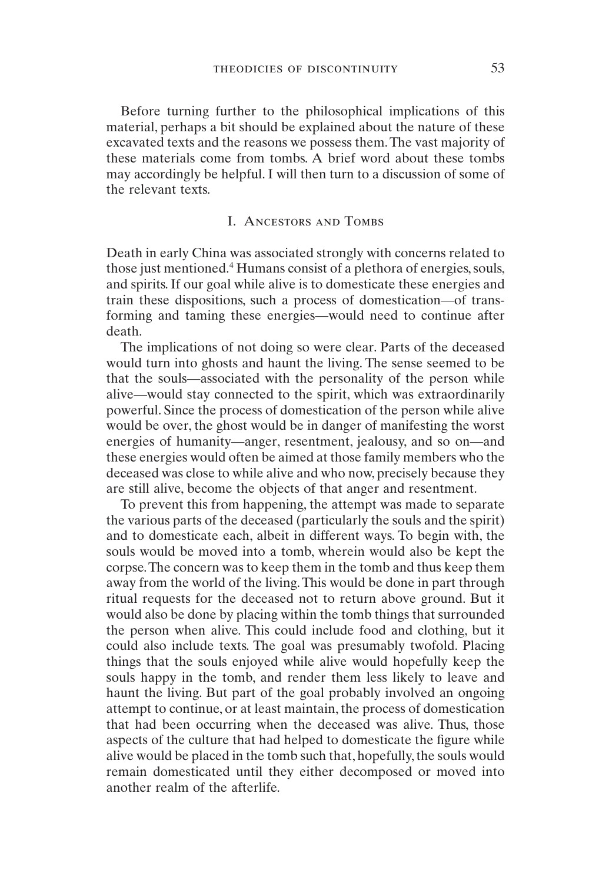Before turning further to the philosophical implications of this material, perhaps a bit should be explained about the nature of these excavated texts and the reasons we possess them. The vast majority of these materials come from tombs. A brief word about these tombs may accordingly be helpful. I will then turn to a discussion of some of the relevant texts.

## I. Ancestors and Tombs

Death in early China was associated strongly with concerns related to those just mentioned.[4] Humans consist of a plethora of energies, souls, and spirits. If our goal while alive is to domesticate these energies and train these dispositions, such a process of domestication—of transforming and taming these energies—would need to continue after death.

The implications of not doing so were clear. Parts of the deceased would turn into ghosts and haunt the living. The sense seemed to be that the souls—associated with the personality of the person while alive—would stay connected to the spirit, which was extraordinarily powerful. Since the process of domestication of the person while alive would be over, the ghost would be in danger of manifesting the worst energies of humanity—anger, resentment, jealousy, and so on—and these energies would often be aimed at those family members who the deceased was close to while alive and who now, precisely because they are still alive, become the objects of that anger and resentment.

To prevent this from happening, the attempt was made to separate the various parts of the deceased (particularly the souls and the spirit) and to domesticate each, albeit in different ways. To begin with, the souls would be moved into a tomb, wherein would also be kept the corpse. The concern was to keep them in the tomb and thus keep them away from the world of the living. This would be done in part through ritual requests for the deceased not to return above ground. But it would also be done by placing within the tomb things that surrounded the person when alive. This could include food and clothing, but it could also include texts. The goal was presumably twofold. Placing things that the souls enjoyed while alive would hopefully keep the souls happy in the tomb, and render them less likely to leave and haunt the living. But part of the goal probably involved an ongoing attempt to continue, or at least maintain, the process of domestication that had been occurring when the deceased was alive. Thus, those aspects of the culture that had helped to domesticate the figure while alive would be placed in the tomb such that, hopefully, the souls would remain domesticated until they either decomposed or moved into another realm of the afterlife.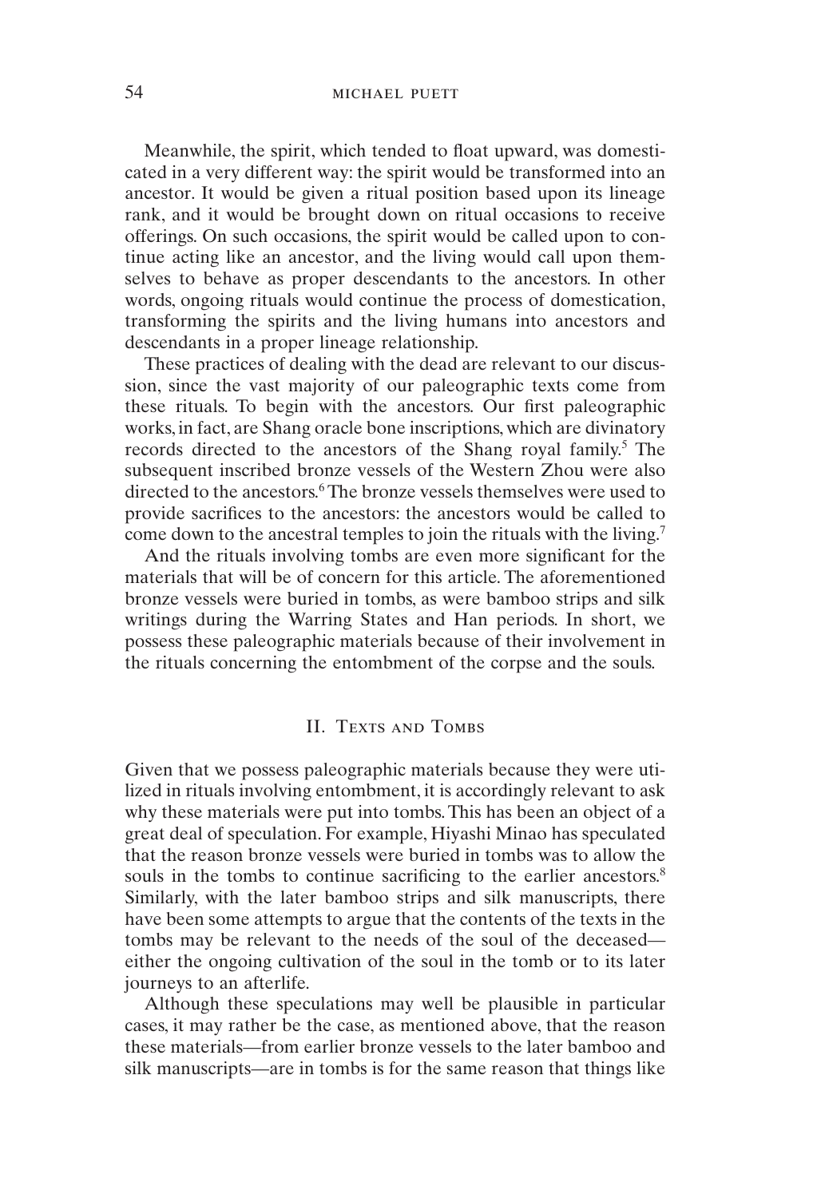Meanwhile, the spirit, which tended to float upward, was domesticated in a very different way: the spirit would be transformed into an ancestor. It would be given a ritual position based upon its lineage rank, and it would be brought down on ritual occasions to receive offerings. On such occasions, the spirit would be called upon to continue acting like an ancestor, and the living would call upon themselves to behave as proper descendants to the ancestors. In other words, ongoing rituals would continue the process of domestication, transforming the spirits and the living humans into ancestors and descendants in a proper lineage relationship.

These practices of dealing with the dead are relevant to our discussion, since the vast majority of our paleographic texts come from these rituals. To begin with the ancestors. Our first paleographic works, in fact, are Shang oracle bone inscriptions, which are divinatory records directed to the ancestors of the Shang royal family.[5] The subsequent inscribed bronze vessels of the Western Zhou were also directed to the ancestors.[6] The bronze vessels themselves were used to provide sacrifices to the ancestors: the ancestors would be called to come down to the ancestral temples to join the rituals with the living.[7]

And the rituals involving tombs are even more significant for the materials that will be of concern for this article. The aforementioned bronze vessels were buried in tombs, as were bamboo strips and silk writings during the Warring States and Han periods. In short, we possess these paleographic materials because of their involvement in the rituals concerning the entombment of the corpse and the souls.

## II. Texts and Tombs

Given that we possess paleographic materials because they were utilized in rituals involving entombment, it is accordingly relevant to ask why these materials were put into tombs. This has been an object of a great deal of speculation. For example, Hiyashi Minao has speculated that the reason bronze vessels were buried in tombs was to allow the souls in the tombs to continue sacrificing to the earlier ancestors.[8] Similarly, with the later bamboo strips and silk manuscripts, there have been some attempts to argue that the contents of the texts in the tombs may be relevant to the needs of the soul of the deceased—either the ongoing cultivation of the soul in the tomb or to its later journeys to an afterlife.

Although these speculations may well be plausible in particular cases, it may rather be the case, as mentioned above, that the reason these materials—from earlier bronze vessels to the later bamboo and silk manuscripts—are in tombs is for the same reason that things like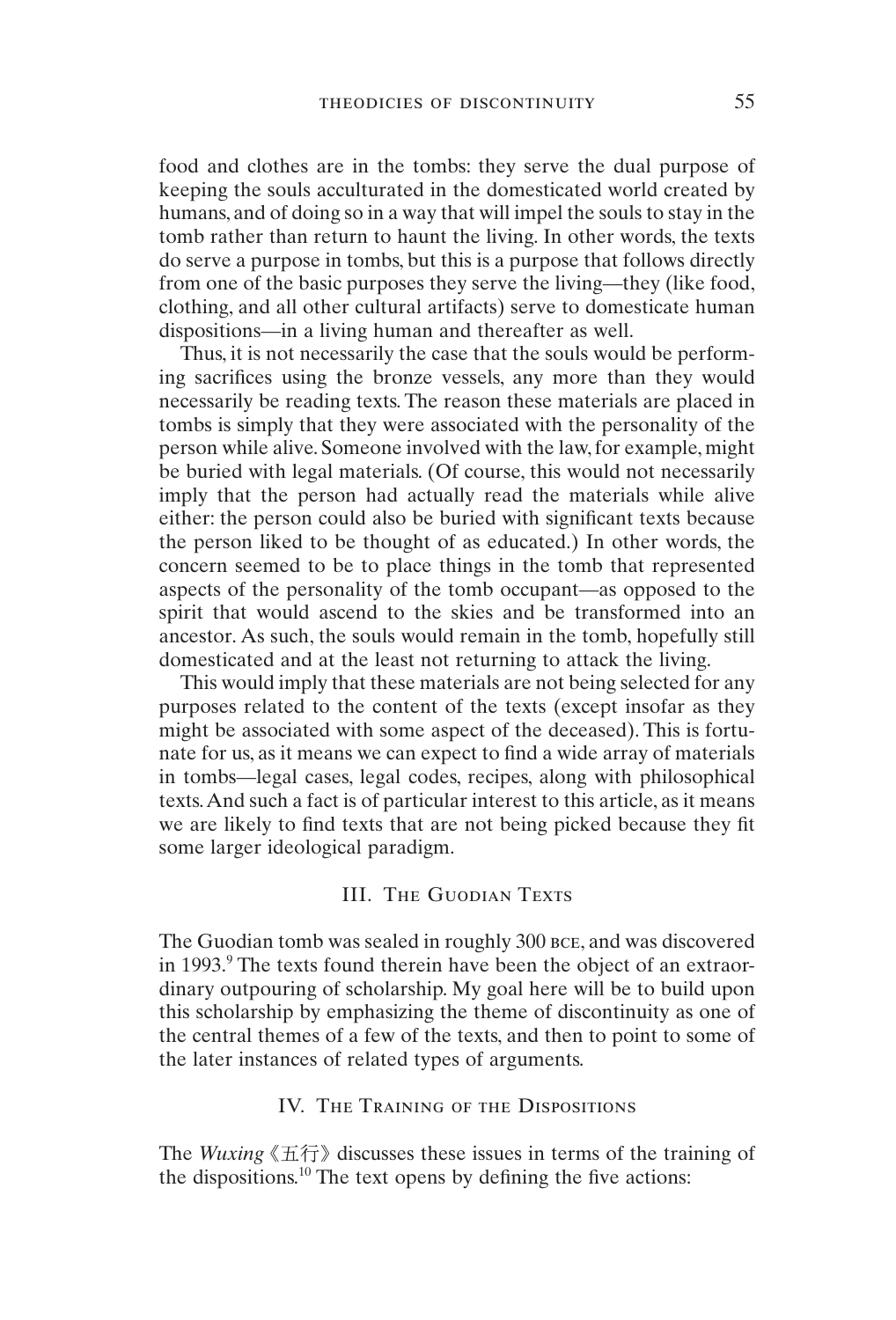food and clothes are in the tombs: they serve the dual purpose of keeping the souls acculturated in the domesticated world created by humans, and of doing so in a way that will impel the souls to stay in the tomb rather than return to haunt the living. In other words, the texts do serve a purpose in tombs, but this is a purpose that follows directly from one of the basic purposes they serve the living—they (like food, clothing, and all other cultural artifacts) serve to domesticate human dispositions—in a living human and thereafter as well.

Thus, it is not necessarily the case that the souls would be performing sacrifices using the bronze vessels, any more than they would necessarily be reading texts. The reason these materials are placed in tombs is simply that they were associated with the personality of the person while alive. Someone involved with the law, for example, might be buried with legal materials. (Of course, this would not necessarily imply that the person had actually read the materials while alive either: the person could also be buried with significant texts because the person liked to be thought of as educated.) In other words, the concern seemed to be to place things in the tomb that represented aspects of the personality of the tomb occupant—as opposed to the spirit that would ascend to the skies and be transformed into an ancestor. As such, the souls would remain in the tomb, hopefully still domesticated and at the least not returning to attack the living.

This would imply that these materials are not being selected for any purposes related to the content of the texts (except insofar as they might be associated with some aspect of the deceased). This is fortunate for us, as it means we can expect to find a wide array of materials in tombs—legal cases, legal codes, recipes, along with philosophical texts. And such a fact is of particular interest to this article, as it means we are likely to find texts that are not being picked because they fit some larger ideological paradigm.

## III. The Guodian Texts

The Guodian tomb was sealed in roughly 300 BCE, and was discovered in 1993.[9] The texts found therein have been the object of an extraordinary outpouring of scholarship. My goal here will be to build upon this scholarship by emphasizing the theme of discontinuity as one of the central themes of a few of the texts, and then to point to some of the later instances of related types of arguments.

## IV. The Training of the Dispositions

The *Wuxing*《五行》discusses these issues in terms of the training of the dispositions.[10] The text opens by defining the five actions: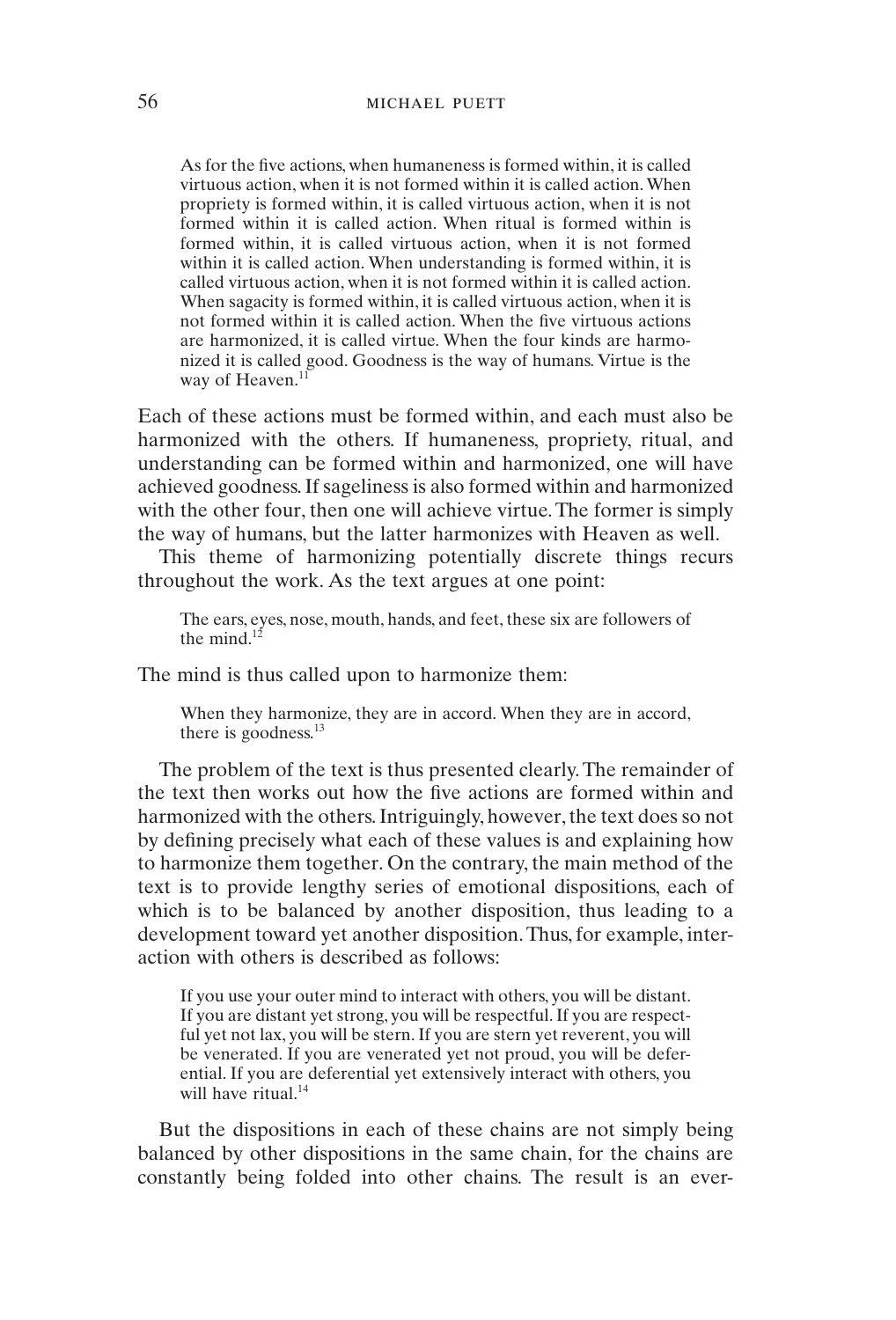> As for the five actions, when humaneness is formed within, it is called virtuous action, when it is not formed within it is called action. When propriety is formed within, it is called virtuous action, when it is not formed within it is called action. When ritual is formed within is formed within, it is called virtuous action, when it is not formed within it is called action. When understanding is formed within, it is called virtuous action, when it is not formed within it is called action. When sagacity is formed within, it is called virtuous action, when it is not formed within it is called action. When the five virtuous actions are harmonized, it is called virtue. When the four kinds are harmonized it is called good. Goodness is the way of humans. Virtue is the way of Heaven.[11]

Each of these actions must be formed within, and each must also be harmonized with the others. If humaneness, propriety, ritual, and understanding can be formed within and harmonized, one will have achieved goodness. If sageliness is also formed within and harmonized with the other four, then one will achieve virtue. The former is simply the way of humans, but the latter harmonizes with Heaven as well.

This theme of harmonizing potentially discrete things recurs throughout the work. As the text argues at one point:

> The ears, eyes, nose, mouth, hands, and feet, these six are followers of the mind.[12]

The mind is thus called upon to harmonize them:

> When they harmonize, they are in accord. When they are in accord, there is goodness.[13]

The problem of the text is thus presented clearly. The remainder of the text then works out how the five actions are formed within and harmonized with the others. Intriguingly, however, the text does so not by defining precisely what each of these values is and explaining how to harmonize them together. On the contrary, the main method of the text is to provide lengthy series of emotional dispositions, each of which is to be balanced by another disposition, thus leading to a development toward yet another disposition. Thus, for example, interaction with others is described as follows:

> If you use your outer mind to interact with others, you will be distant. If you are distant yet strong, you will be respectful. If you are respectful yet not lax, you will be stern. If you are stern yet reverent, you will be venerated. If you are venerated yet not proud, you will be deferential. If you are deferential yet extensively interact with others, you will have ritual.[14]

But the dispositions in each of these chains are not simply being balanced by other dispositions in the same chain, for the chains are constantly being folded into other chains. The result is an ever-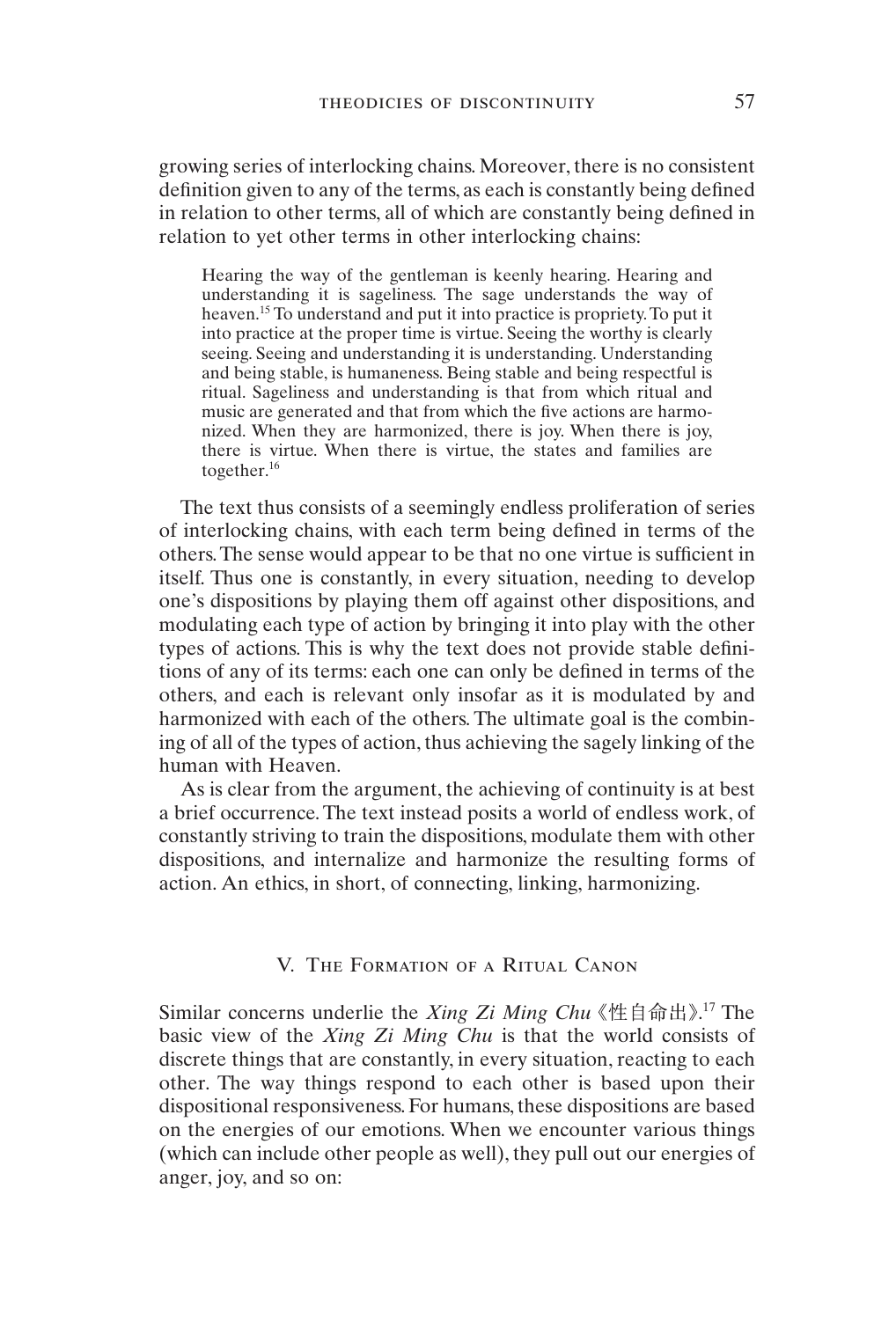growing series of interlocking chains. Moreover, there is no consistent definition given to any of the terms, as each is constantly being defined in relation to other terms, all of which are constantly being defined in relation to yet other terms in other interlocking chains:

> Hearing the way of the gentleman is keenly hearing. Hearing and understanding it is sageliness. The sage understands the way of heaven.[15] To understand and put it into practice is propriety. To put it into practice at the proper time is virtue. Seeing the worthy is clearly seeing. Seeing and understanding it is understanding. Understanding and being stable, is humaneness. Being stable and being respectful is ritual. Sageliness and understanding is that from which ritual and music are generated and that from which the five actions are harmonized. When they are harmonized, there is joy. When there is joy, there is virtue. When there is virtue, the states and families are together.[16]

The text thus consists of a seemingly endless proliferation of series of interlocking chains, with each term being defined in terms of the others. The sense would appear to be that no one virtue is sufficient in itself. Thus one is constantly, in every situation, needing to develop one's dispositions by playing them off against other dispositions, and modulating each type of action by bringing it into play with the other types of actions. This is why the text does not provide stable definitions of any of its terms: each one can only be defined in terms of the others, and each is relevant only insofar as it is modulated by and harmonized with each of the others. The ultimate goal is the combining of all of the types of action, thus achieving the sagely linking of the human with Heaven.

As is clear from the argument, the achieving of continuity is at best a brief occurrence. The text instead posits a world of endless work, of constantly striving to train the dispositions, modulate them with other dispositions, and internalize and harmonize the resulting forms of action. An ethics, in short, of connecting, linking, harmonizing.

## V. The Formation of a Ritual Canon

Similar concerns underlie the *Xing Zi Ming Chu*《性自命出》.[17] The basic view of the *Xing Zi Ming Chu* is that the world consists of discrete things that are constantly, in every situation, reacting to each other. The way things respond to each other is based upon their dispositional responsiveness. For humans, these dispositions are based on the energies of our emotions. When we encounter various things (which can include other people as well), they pull out our energies of anger, joy, and so on: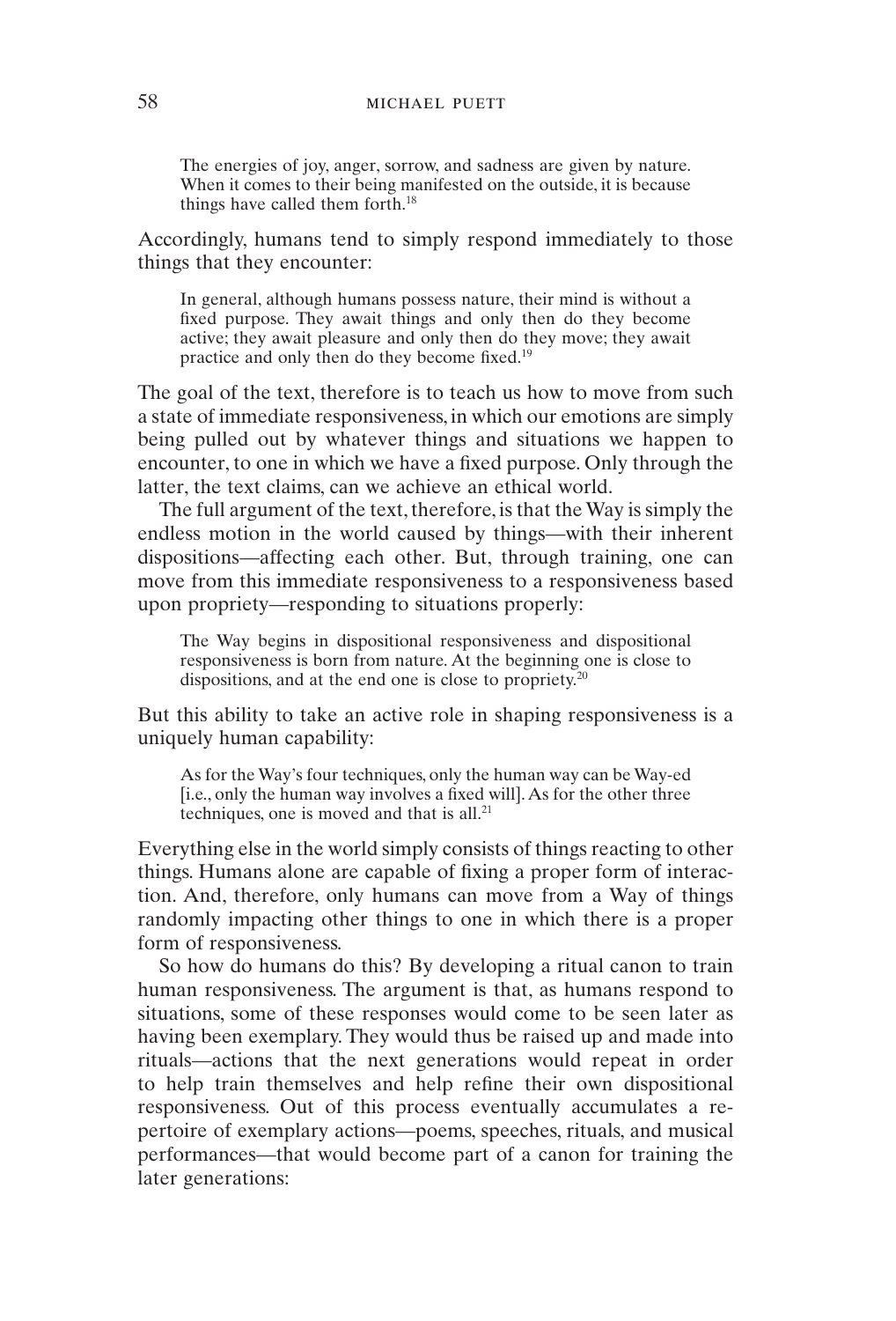> The energies of joy, anger, sorrow, and sadness are given by nature. When it comes to their being manifested on the outside, it is because things have called them forth.[18]

Accordingly, humans tend to simply respond immediately to those things that they encounter:

> In general, although humans possess nature, their mind is without a fixed purpose. They await things and only then do they become active; they await pleasure and only then do they move; they await practice and only then do they become fixed.[19]

The goal of the text, therefore is to teach us how to move from such a state of immediate responsiveness, in which our emotions are simply being pulled out by whatever things and situations we happen to encounter, to one in which we have a fixed purpose. Only through the latter, the text claims, can we achieve an ethical world.

The full argument of the text, therefore, is that the Way is simply the endless motion in the world caused by things—with their inherent dispositions—affecting each other. But, through training, one can move from this immediate responsiveness to a responsiveness based upon propriety—responding to situations properly:

> The Way begins in dispositional responsiveness and dispositional responsiveness is born from nature. At the beginning one is close to dispositions, and at the end one is close to propriety.[20]

But this ability to take an active role in shaping responsiveness is a uniquely human capability:

> As for the Way's four techniques, only the human way can be Way-ed [i.e., only the human way involves a fixed will]. As for the other three techniques, one is moved and that is all.[21]

Everything else in the world simply consists of things reacting to other things. Humans alone are capable of fixing a proper form of interaction. And, therefore, only humans can move from a Way of things randomly impacting other things to one in which there is a proper form of responsiveness.

So how do humans do this? By developing a ritual canon to train human responsiveness. The argument is that, as humans respond to situations, some of these responses would come to be seen later as having been exemplary. They would thus be raised up and made into rituals—actions that the next generations would repeat in order to help train themselves and help refine their own dispositional responsiveness. Out of this process eventually accumulates a repertoire of exemplary actions—poems, speeches, rituals, and musical performances—that would become part of a canon for training the later generations: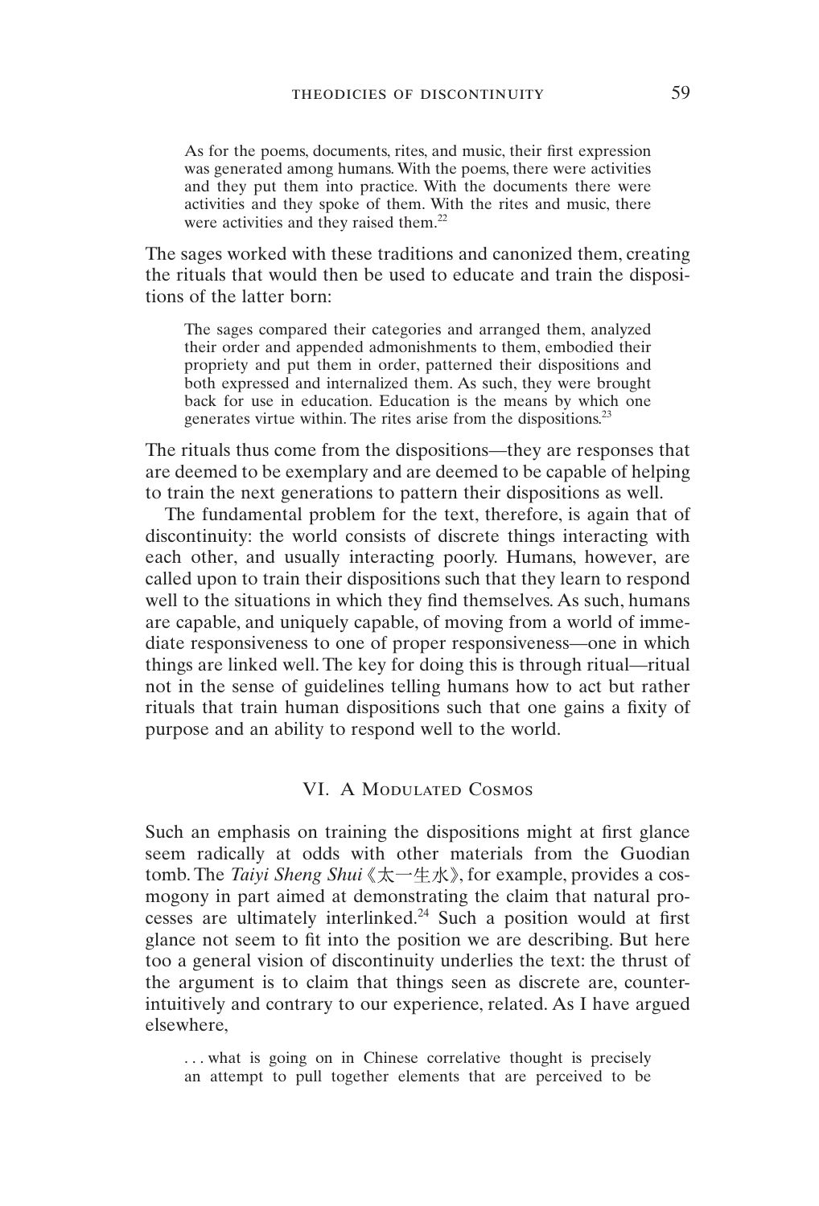> As for the poems, documents, rites, and music, their first expression was generated among humans. With the poems, there were activities and they put them into practice. With the documents there were activities and they spoke of them. With the rites and music, there were activities and they raised them.[22]

The sages worked with these traditions and canonized them, creating the rituals that would then be used to educate and train the dispositions of the latter born:

> The sages compared their categories and arranged them, analyzed their order and appended admonishments to them, embodied their propriety and put them in order, patterned their dispositions and both expressed and internalized them. As such, they were brought back for use in education. Education is the means by which one generates virtue within. The rites arise from the dispositions.[23]

The rituals thus come from the dispositions—they are responses that are deemed to be exemplary and are deemed to be capable of helping to train the next generations to pattern their dispositions as well.

The fundamental problem for the text, therefore, is again that of discontinuity: the world consists of discrete things interacting with each other, and usually interacting poorly. Humans, however, are called upon to train their dispositions such that they learn to respond well to the situations in which they find themselves. As such, humans are capable, and uniquely capable, of moving from a world of immediate responsiveness to one of proper responsiveness—one in which things are linked well. The key for doing this is through ritual—ritual not in the sense of guidelines telling humans how to act but rather rituals that train human dispositions such that one gains a fixity of purpose and an ability to respond well to the world.

## VI. A Modulated Cosmos

Such an emphasis on training the dispositions might at first glance seem radically at odds with other materials from the Guodian tomb. The *Taiyi Sheng Shui* 《太一生水》, for example, provides a cosmogony in part aimed at demonstrating the claim that natural processes are ultimately interlinked.[24] Such a position would at first glance not seem to fit into the position we are describing. But here too a general vision of discontinuity underlies the text: the thrust of the argument is to claim that things seen as discrete are, counter-intuitively and contrary to our experience, related. As I have argued elsewhere,

> . . . what is going on in Chinese correlative thought is precisely an attempt to pull together elements that are perceived to be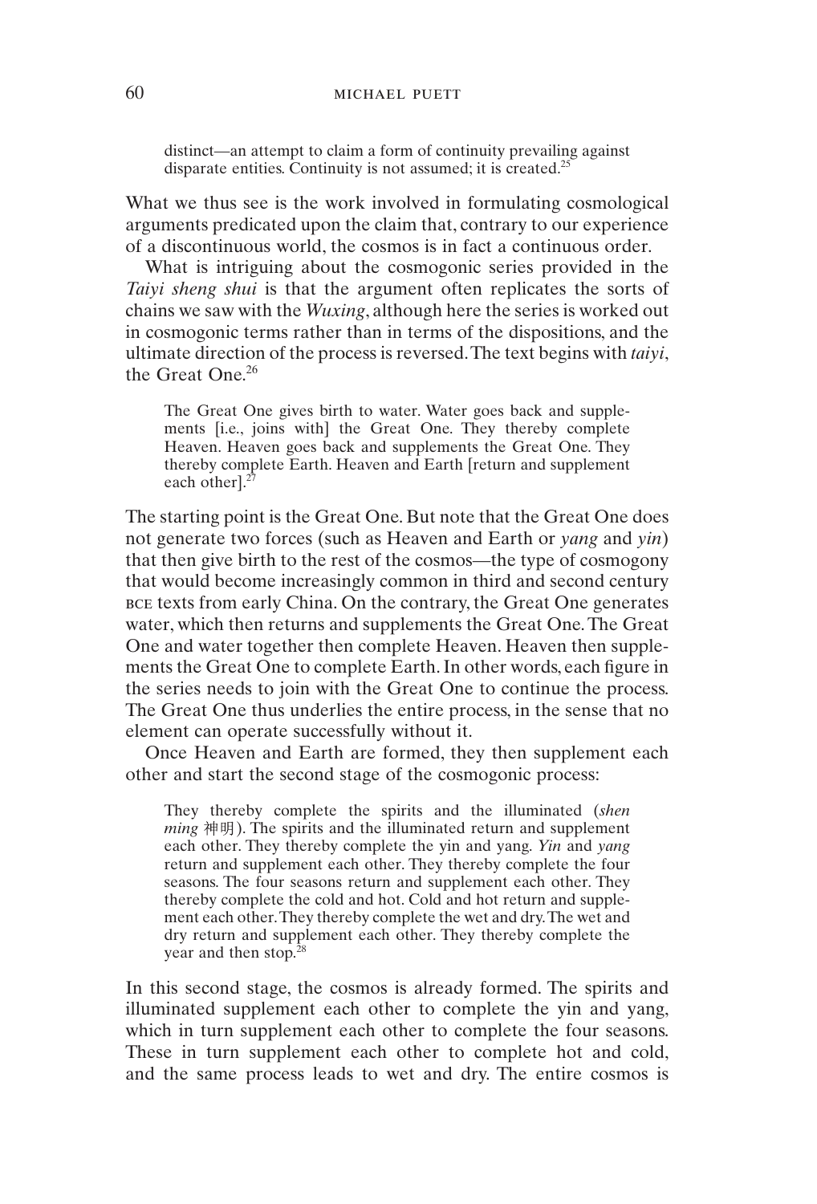> distinct—an attempt to claim a form of continuity prevailing against disparate entities. Continuity is not assumed; it is created.[25]

What we thus see is the work involved in formulating cosmological arguments predicated upon the claim that, contrary to our experience of a discontinuous world, the cosmos is in fact a continuous order.

What is intriguing about the cosmogonic series provided in the *Taiyi sheng shui* is that the argument often replicates the sorts of chains we saw with the *Wuxing*, although here the series is worked out in cosmogonic terms rather than in terms of the dispositions, and the ultimate direction of the process is reversed. The text begins with *taiyi*, the Great One.[26]

> The Great One gives birth to water. Water goes back and supplements [i.e., joins with] the Great One. They thereby complete Heaven. Heaven goes back and supplements the Great One. They thereby complete Earth. Heaven and Earth [return and supplement each other].[27]

The starting point is the Great One. But note that the Great One does not generate two forces (such as Heaven and Earth or *yang* and *yin*) that then give birth to the rest of the cosmos—the type of cosmogony that would become increasingly common in third and second century BCE texts from early China. On the contrary, the Great One generates water, which then returns and supplements the Great One. The Great One and water together then complete Heaven. Heaven then supplements the Great One to complete Earth. In other words, each figure in the series needs to join with the Great One to continue the process. The Great One thus underlies the entire process, in the sense that no element can operate successfully without it.

Once Heaven and Earth are formed, they then supplement each other and start the second stage of the cosmogonic process:

> They thereby complete the spirits and the illuminated (*shen ming* 神明). The spirits and the illuminated return and supplement each other. They thereby complete the yin and yang. *Yin* and *yang* return and supplement each other. They thereby complete the four seasons. The four seasons return and supplement each other. They thereby complete the cold and hot. Cold and hot return and supplement each other. They thereby complete the wet and dry. The wet and dry return and supplement each other. They thereby complete the year and then stop.[28]

In this second stage, the cosmos is already formed. The spirits and illuminated supplement each other to complete the yin and yang, which in turn supplement each other to complete the four seasons. These in turn supplement each other to complete hot and cold, and the same process leads to wet and dry. The entire cosmos is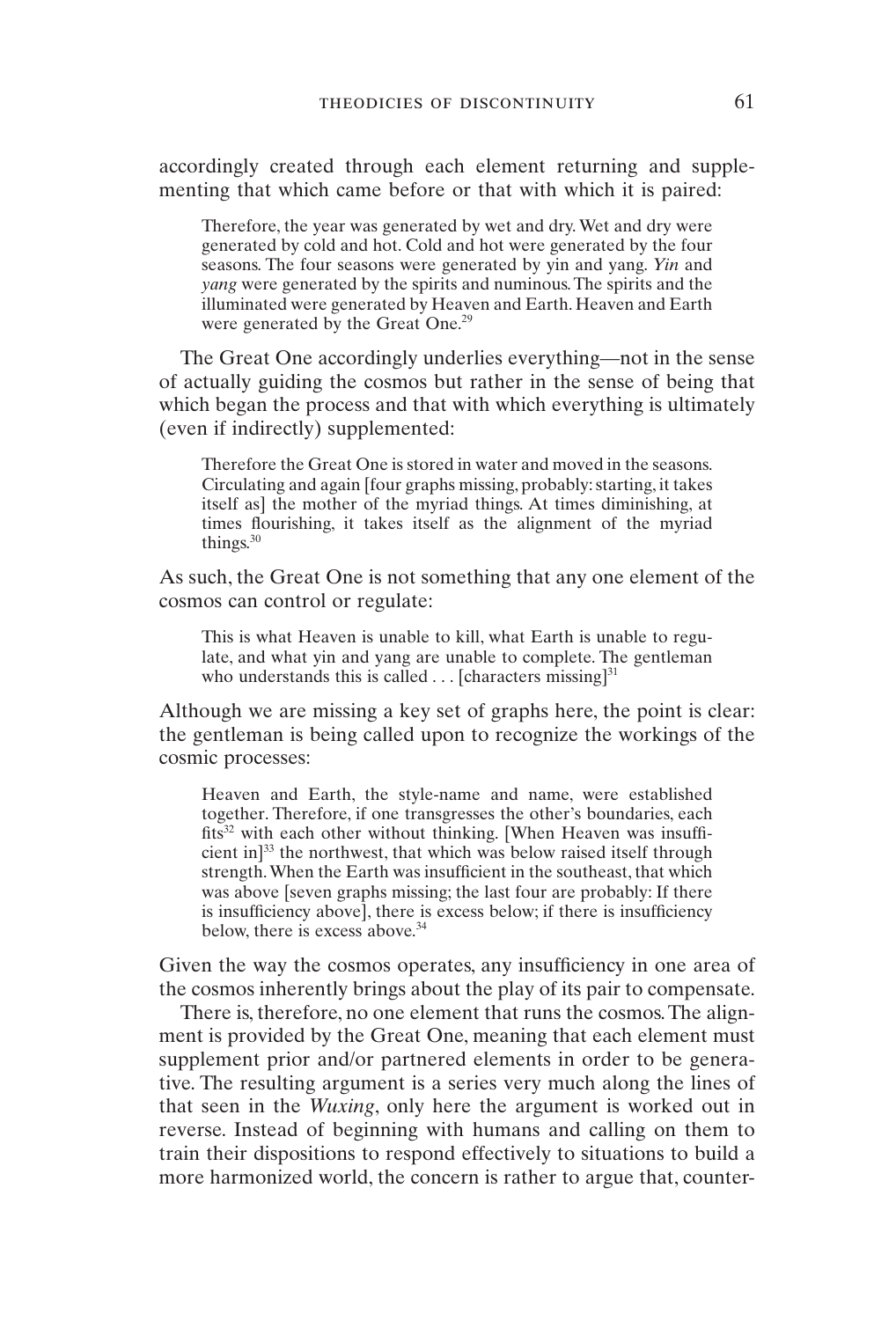accordingly created through each element returning and supplementing that which came before or that with which it is paired:

> Therefore, the year was generated by wet and dry. Wet and dry were generated by cold and hot. Cold and hot were generated by the four seasons. The four seasons were generated by yin and yang. *Yin* and *yang* were generated by the spirits and numinous. The spirits and the illuminated were generated by Heaven and Earth. Heaven and Earth were generated by the Great One.[29]

The Great One accordingly underlies everything—not in the sense of actually guiding the cosmos but rather in the sense of being that which began the process and that with which everything is ultimately (even if indirectly) supplemented:

> Therefore the Great One is stored in water and moved in the seasons. Circulating and again [four graphs missing, probably: starting, it takes itself as] the mother of the myriad things. At times diminishing, at times flourishing, it takes itself as the alignment of the myriad things.[30]

As such, the Great One is not something that any one element of the cosmos can control or regulate:

> This is what Heaven is unable to kill, what Earth is unable to regulate, and what yin and yang are unable to complete. The gentleman who understands this is called . . . [characters missing][31]

Although we are missing a key set of graphs here, the point is clear: the gentleman is being called upon to recognize the workings of the cosmic processes:

> Heaven and Earth, the style-name and name, were established together. Therefore, if one transgresses the other's boundaries, each fits[32] with each other without thinking. [When Heaven was insufficient in][33] the northwest, that which was below raised itself through strength. When the Earth was insufficient in the southeast, that which was above [seven graphs missing; the last four are probably: If there is insufficiency above], there is excess below; if there is insufficiency below, there is excess above.[34]

Given the way the cosmos operates, any insufficiency in one area of the cosmos inherently brings about the play of its pair to compensate.

There is, therefore, no one element that runs the cosmos. The alignment is provided by the Great One, meaning that each element must supplement prior and/or partnered elements in order to be generative. The resulting argument is a series very much along the lines of that seen in the *Wuxing*, only here the argument is worked out in reverse. Instead of beginning with humans and calling on them to train their dispositions to respond effectively to situations to build a more harmonized world, the concern is rather to argue that, counter-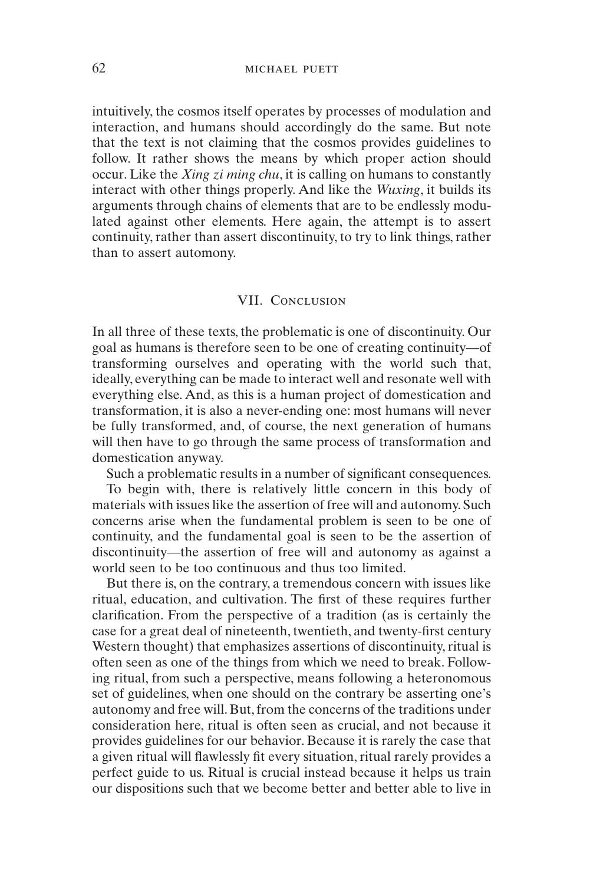intuitively, the cosmos itself operates by processes of modulation and interaction, and humans should accordingly do the same. But note that the text is not claiming that the cosmos provides guidelines to follow. It rather shows the means by which proper action should occur. Like the *Xing zi ming chu*, it is calling on humans to constantly interact with other things properly. And like the *Wuxing*, it builds its arguments through chains of elements that are to be endlessly modulated against other elements. Here again, the attempt is to assert continuity, rather than assert discontinuity, to try to link things, rather than to assert automony.

## VII. Conclusion

In all three of these texts, the problematic is one of discontinuity. Our goal as humans is therefore seen to be one of creating continuity—of transforming ourselves and operating with the world such that, ideally, everything can be made to interact well and resonate well with everything else. And, as this is a human project of domestication and transformation, it is also a never-ending one: most humans will never be fully transformed, and, of course, the next generation of humans will then have to go through the same process of transformation and domestication anyway.

Such a problematic results in a number of significant consequences.

To begin with, there is relatively little concern in this body of materials with issues like the assertion of free will and autonomy. Such concerns arise when the fundamental problem is seen to be one of continuity, and the fundamental goal is seen to be the assertion of discontinuity—the assertion of free will and autonomy as against a world seen to be too continuous and thus too limited.

But there is, on the contrary, a tremendous concern with issues like ritual, education, and cultivation. The first of these requires further clarification. From the perspective of a tradition (as is certainly the case for a great deal of nineteenth, twentieth, and twenty-first century Western thought) that emphasizes assertions of discontinuity, ritual is often seen as one of the things from which we need to break. Following ritual, from such a perspective, means following a heteronomous set of guidelines, when one should on the contrary be asserting one's autonomy and free will. But, from the concerns of the traditions under consideration here, ritual is often seen as crucial, and not because it provides guidelines for our behavior. Because it is rarely the case that a given ritual will flawlessly fit every situation, ritual rarely provides a perfect guide to us. Ritual is crucial instead because it helps us train our dispositions such that we become better and better able to live in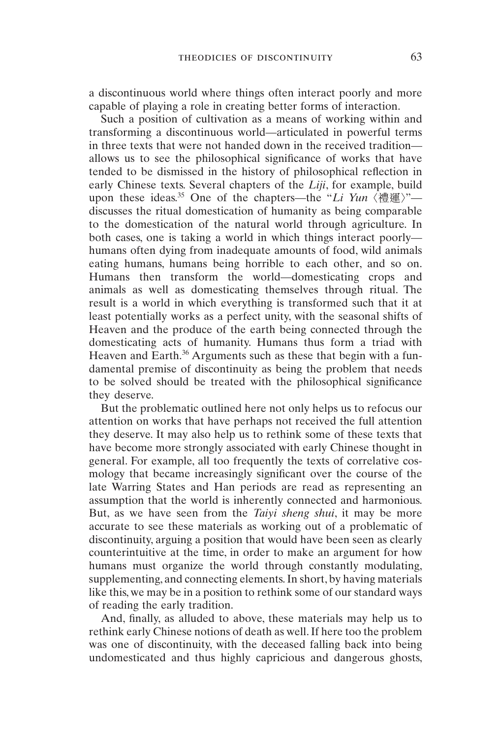a discontinuous world where things often interact poorly and more capable of playing a role in creating better forms of interaction.

Such a position of cultivation as a means of working within and transforming a discontinuous world—articulated in powerful terms in three texts that were not handed down in the received tradition—allows us to see the philosophical significance of works that have tended to be dismissed in the history of philosophical reflection in early Chinese texts. Several chapters of the *Liji*, for example, build upon these ideas.[35] One of the chapters—the "*Li Yun* 〈禮運〉"—discusses the ritual domestication of humanity as being comparable to the domestication of the natural world through agriculture. In both cases, one is taking a world in which things interact poorly—humans often dying from inadequate amounts of food, wild animals eating humans, humans being horrible to each other, and so on. Humans then transform the world—domesticating crops and animals as well as domesticating themselves through ritual. The result is a world in which everything is transformed such that it at least potentially works as a perfect unity, with the seasonal shifts of Heaven and the produce of the earth being connected through the domesticating acts of humanity. Humans thus form a triad with Heaven and Earth.[36] Arguments such as these that begin with a fundamental premise of discontinuity as being the problem that needs to be solved should be treated with the philosophical significance they deserve.

But the problematic outlined here not only helps us to refocus our attention on works that have perhaps not received the full attention they deserve. It may also help us to rethink some of these texts that have become more strongly associated with early Chinese thought in general. For example, all too frequently the texts of correlative cosmology that became increasingly significant over the course of the late Warring States and Han periods are read as representing an assumption that the world is inherently connected and harmonious. But, as we have seen from the *Taiyi sheng shui*, it may be more accurate to see these materials as working out of a problematic of discontinuity, arguing a position that would have been seen as clearly counterintuitive at the time, in order to make an argument for how humans must organize the world through constantly modulating, supplementing, and connecting elements. In short, by having materials like this, we may be in a position to rethink some of our standard ways of reading the early tradition.

And, finally, as alluded to above, these materials may help us to rethink early Chinese notions of death as well. If here too the problem was one of discontinuity, with the deceased falling back into being undomesticated and thus highly capricious and dangerous ghosts,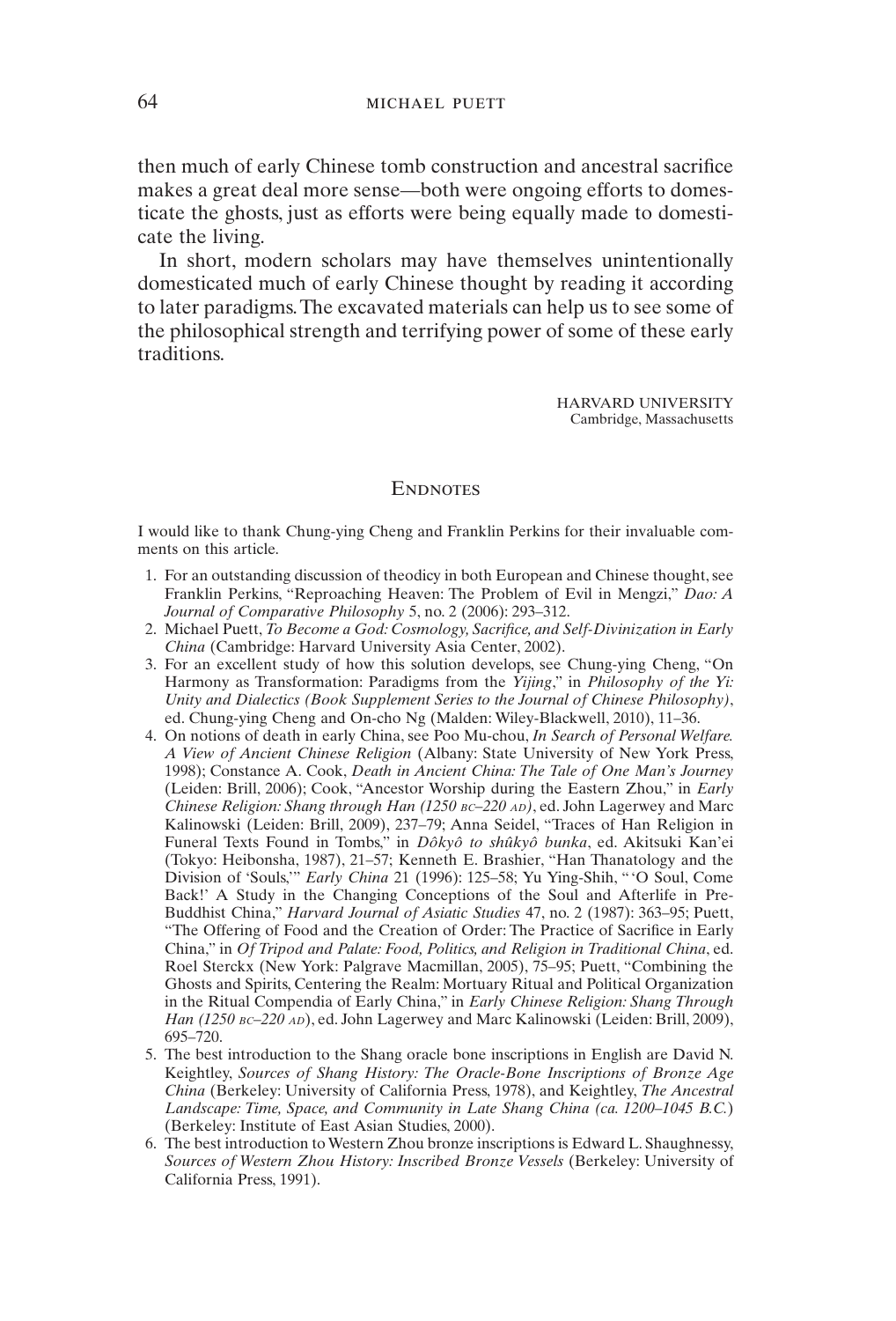then much of early Chinese tomb construction and ancestral sacrifice makes a great deal more sense—both were ongoing efforts to domesticate the ghosts, just as efforts were being equally made to domesticate the living.

In short, modern scholars may have themselves unintentionally domesticated much of early Chinese thought by reading it according to later paradigms. The excavated materials can help us to see some of the philosophical strength and terrifying power of some of these early traditions.

HARVARD UNIVERSITY
Cambridge, Massachusetts

## Endnotes

I would like to thank Chung-ying Cheng and Franklin Perkins for their invaluable comments on this article.

1. For an outstanding discussion of theodicy in both European and Chinese thought, see Franklin Perkins, "Reproaching Heaven: The Problem of Evil in Mengzi," *Dao: A Journal of Comparative Philosophy* 5, no. 2 (2006): 293–312.
2. Michael Puett, *To Become a God: Cosmology, Sacrifice, and Self-Divinization in Early China* (Cambridge: Harvard University Asia Center, 2002).
3. For an excellent study of how this solution develops, see Chung-ying Cheng, "On Harmony as Transformation: Paradigms from the *Yijing*," in *Philosophy of the Yi: Unity and Dialectics (Book Supplement Series to the Journal of Chinese Philosophy)*, ed. Chung-ying Cheng and On-cho Ng (Malden: Wiley-Blackwell, 2010), 11–36.
4. On notions of death in early China, see Poo Mu-chou, *In Search of Personal Welfare. A View of Ancient Chinese Religion* (Albany: State University of New York Press, 1998); Constance A. Cook, *Death in Ancient China: The Tale of One Man's Journey* (Leiden: Brill, 2006); Cook, "Ancestor Worship during the Eastern Zhou," in *Early Chinese Religion: Shang through Han (1250 BC–220 AD)*, ed. John Lagerwey and Marc Kalinowski (Leiden: Brill, 2009), 237–79; Anna Seidel, "Traces of Han Religion in Funeral Texts Found in Tombs," in *Dôkyô to shûkyô bunka*, ed. Akitsuki Kan'ei (Tokyo: Heibonsha, 1987), 21–57; Kenneth E. Brashier, "Han Thanatology and the Division of 'Souls,'" *Early China* 21 (1996): 125–58; Yu Ying-Shih, "'O Soul, Come Back!' A Study in the Changing Conceptions of the Soul and Afterlife in Pre-Buddhist China," *Harvard Journal of Asiatic Studies* 47, no. 2 (1987): 363–95; Puett, "The Offering of Food and the Creation of Order: The Practice of Sacrifice in Early China," in *Of Tripod and Palate: Food, Politics, and Religion in Traditional China*, ed. Roel Sterckx (New York: Palgrave Macmillan, 2005), 75–95; Puett, "Combining the Ghosts and Spirits, Centering the Realm: Mortuary Ritual and Political Organization in the Ritual Compendia of Early China," in *Early Chinese Religion: Shang Through Han (1250 BC–220 AD)*, ed. John Lagerwey and Marc Kalinowski (Leiden: Brill, 2009), 695–720.
5. The best introduction to the Shang oracle bone inscriptions in English are David N. Keightley, *Sources of Shang History: The Oracle-Bone Inscriptions of Bronze Age China* (Berkeley: University of California Press, 1978), and Keightley, *The Ancestral Landscape: Time, Space, and Community in Late Shang China (ca. 1200–1045 B.C.)* (Berkeley: Institute of East Asian Studies, 2000).
6. The best introduction to Western Zhou bronze inscriptions is Edward L. Shaughnessy, *Sources of Western Zhou History: Inscribed Bronze Vessels* (Berkeley: University of California Press, 1991).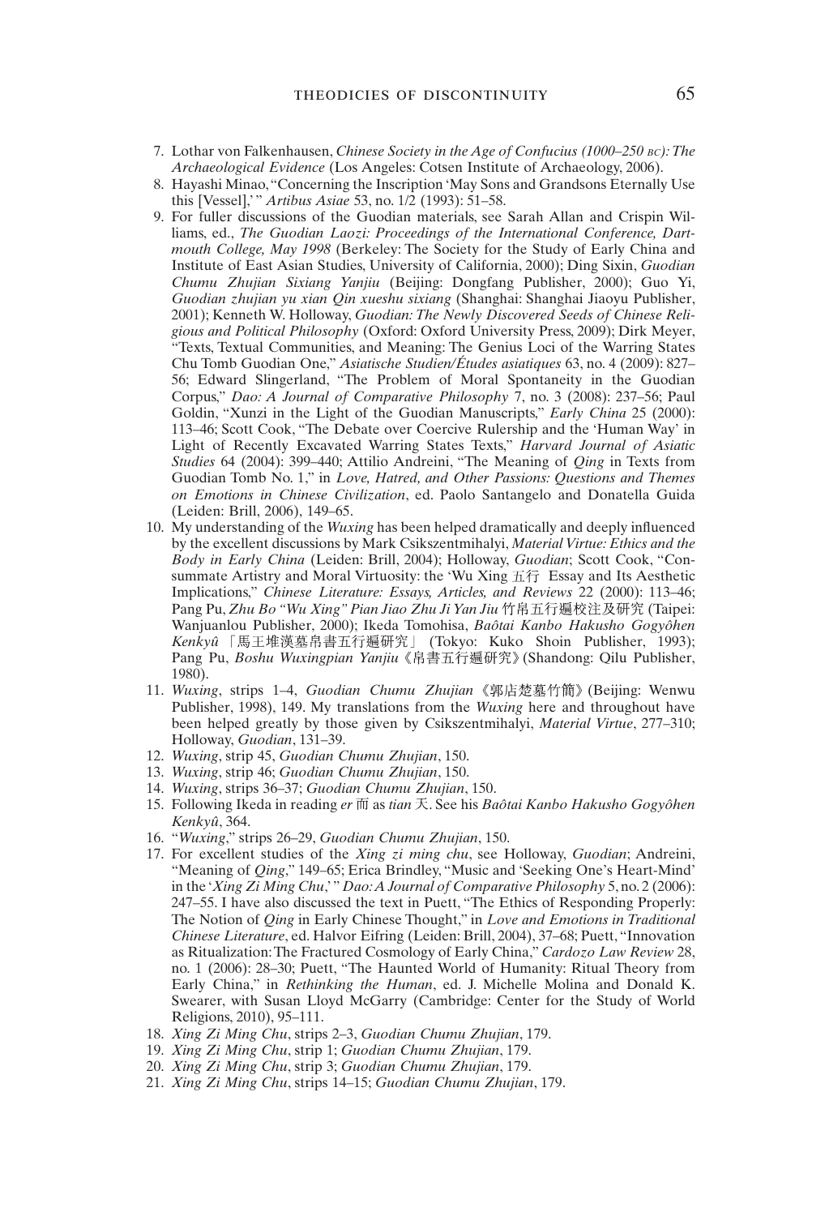7. Lothar von Falkenhausen, *Chinese Society in the Age of Confucius (1000–250 BC): The Archaeological Evidence* (Los Angeles: Cotsen Institute of Archaeology, 2006).
8. Hayashi Minao, "Concerning the Inscription 'May Sons and Grandsons Eternally Use this [Vessel],'" *Artibus Asiae* 53, no. 1/2 (1993): 51–58.
9. For fuller discussions of the Guodian materials, see Sarah Allan and Crispin Williams, ed., *The Guodian Laozi: Proceedings of the International Conference, Dartmouth College, May 1998* (Berkeley: The Society for the Study of Early China and Institute of East Asian Studies, University of California, 2000); Ding Sixin, *Guodian Chumu Zhujian Sixiang Yanjiu* (Beijing: Dongfang Publisher, 2000); Guo Yi, *Guodian zhujian yu xian Qin xueshu sixiang* (Shanghai: Shanghai Jiaoyu Publisher, 2001); Kenneth W. Holloway, *Guodian: The Newly Discovered Seeds of Chinese Religious and Political Philosophy* (Oxford: Oxford University Press, 2009); Dirk Meyer, "Texts, Textual Communities, and Meaning: The Genius Loci of the Warring States Chu Tomb Guodian One," *Asiatische Studien/Études asiatiques* 63, no. 4 (2009): 827–56; Edward Slingerland, "The Problem of Moral Spontaneity in the Guodian Corpus," *Dao: A Journal of Comparative Philosophy* 7, no. 3 (2008): 237–56; Paul Goldin, "Xunzi in the Light of the Guodian Manuscripts," *Early China* 25 (2000): 113–46; Scott Cook, "The Debate over Coercive Rulership and the 'Human Way' in Light of Recently Excavated Warring States Texts," *Harvard Journal of Asiatic Studies* 64 (2004): 399–440; Attilio Andreini, "The Meaning of *Qing* in Texts from Guodian Tomb No. 1," in *Love, Hatred, and Other Passions: Questions and Themes on Emotions in Chinese Civilization*, ed. Paolo Santangelo and Donatella Guida (Leiden: Brill, 2006), 149–65.
10. My understanding of the *Wuxing* has been helped dramatically and deeply influenced by the excellent discussions by Mark Csikszentmihalyi, *Material Virtue: Ethics and the Body in Early China* (Leiden: Brill, 2004); Holloway, *Guodian*; Scott Cook, "Consummate Artistry and Moral Virtuosity: the 'Wu Xing 五行 Essay and Its Aesthetic Implications," *Chinese Literature: Essays, Articles, and Reviews* 22 (2000): 113–46; Pang Pu, *Zhu Bo "Wu Xing" Pian Jiao Zhu Ji Yan Jiu* 竹帛五行遍校注及研究 (Taipei: Wanjuanlou Publisher, 2000); Ikeda Tomohisa, *Baôtai Kanbo Hakusho Gogyôhen Kenkyû* 「馬王堆漢墓帛書五行遍研究」 (Tokyo: Kuko Shoin Publisher, 1993); Pang Pu, *Boshu Wuxingpian Yanjiu*《帛書五行遍研究》(Shandong: Qilu Publisher, 1980).
11. *Wuxing*, strips 1–4, *Guodian Chumu Zhujian*《郭店楚墓竹簡》(Beijing: Wenwu Publisher, 1998), 149. My translations from the *Wuxing* here and throughout have been helped greatly by those given by Csikszentmihalyi, *Material Virtue*, 277–310; Holloway, *Guodian*, 131–39.
12. *Wuxing*, strip 45, *Guodian Chumu Zhujian*, 150.
13. *Wuxing*, strip 46; *Guodian Chumu Zhujian*, 150.
14. *Wuxing*, strips 36–37; *Guodian Chumu Zhujian*, 150.
15. Following Ikeda in reading *er* 而 as *tian* 天. See his *Baôtai Kanbo Hakusho Gogyôhen Kenkyû*, 364.
16. "*Wuxing*," strips 26–29, *Guodian Chumu Zhujian*, 150.
17. For excellent studies of the *Xing zi ming chu*, see Holloway, *Guodian*; Andreini, "Meaning of *Qing*," 149–65; Erica Brindley, "Music and 'Seeking One's Heart-Mind' in the '*Xing Zi Ming Chu*,'" *Dao: A Journal of Comparative Philosophy* 5, no. 2 (2006): 247–55. I have also discussed the text in Puett, "The Ethics of Responding Properly: The Notion of *Qing* in Early Chinese Thought," in *Love and Emotions in Traditional Chinese Literature*, ed. Halvor Eifring (Leiden: Brill, 2004), 37–68; Puett, "Innovation as Ritualization: The Fractured Cosmology of Early China," *Cardozo Law Review* 28, no. 1 (2006): 28–30; Puett, "The Haunted World of Humanity: Ritual Theory from Early China," in *Rethinking the Human*, ed. J. Michelle Molina and Donald K. Swearer, with Susan Lloyd McGarry (Cambridge: Center for the Study of World Religions, 2010), 95–111.
18. *Xing Zi Ming Chu*, strips 2–3, *Guodian Chumu Zhujian*, 179.
19. *Xing Zi Ming Chu*, strip 1; *Guodian Chumu Zhujian*, 179.
20. *Xing Zi Ming Chu*, strip 3; *Guodian Chumu Zhujian*, 179.
21. *Xing Zi Ming Chu*, strips 14–15; *Guodian Chumu Zhujian*, 179.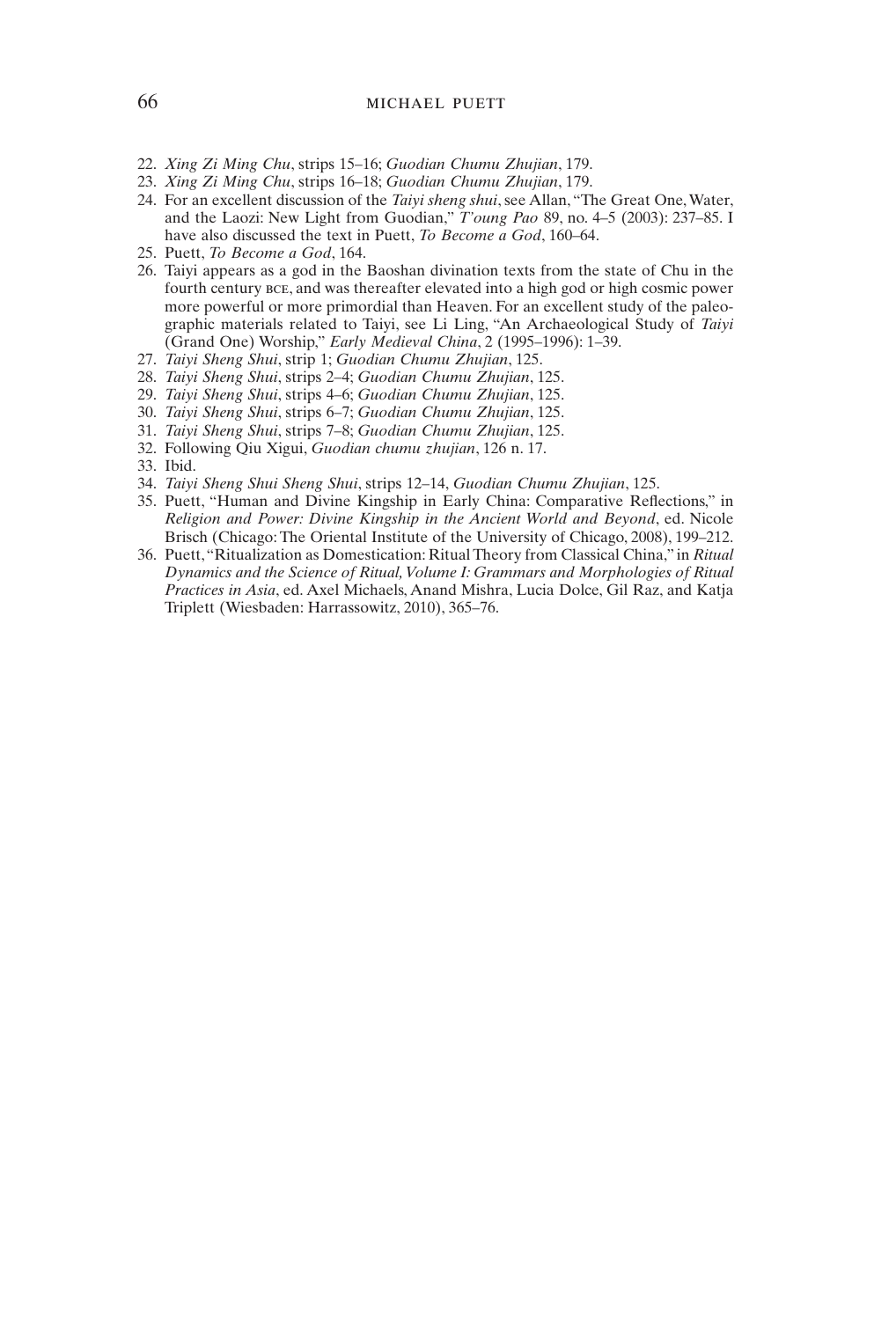22. *Xing Zi Ming Chu*, strips 15–16; *Guodian Chumu Zhujian*, 179.
23. *Xing Zi Ming Chu*, strips 16–18; *Guodian Chumu Zhujian*, 179.
24. For an excellent discussion of the *Taiyi sheng shui*, see Allan, "The Great One, Water, and the Laozi: New Light from Guodian," *T'oung Pao* 89, no. 4–5 (2003): 237–85. I have also discussed the text in Puett, *To Become a God*, 160–64.
25. Puett, *To Become a God*, 164.
26. Taiyi appears as a god in the Baoshan divination texts from the state of Chu in the fourth century BCE, and was thereafter elevated into a high god or high cosmic power more powerful or more primordial than Heaven. For an excellent study of the paleographic materials related to Taiyi, see Li Ling, "An Archaeological Study of *Taiyi* (Grand One) Worship," *Early Medieval China*, 2 (1995–1996): 1–39.
27. *Taiyi Sheng Shui*, strip 1; *Guodian Chumu Zhujian*, 125.
28. *Taiyi Sheng Shui*, strips 2–4; *Guodian Chumu Zhujian*, 125.
29. *Taiyi Sheng Shui*, strips 4–6; *Guodian Chumu Zhujian*, 125.
30. *Taiyi Sheng Shui*, strips 6–7; *Guodian Chumu Zhujian*, 125.
31. *Taiyi Sheng Shui*, strips 7–8; *Guodian Chumu Zhujian*, 125.
32. Following Qiu Xigui, *Guodian chumu zhujian*, 126 n. 17.
33. Ibid.
34. *Taiyi Sheng Shui Sheng Shui*, strips 12–14, *Guodian Chumu Zhujian*, 125.
35. Puett, "Human and Divine Kingship in Early China: Comparative Reflections," in *Religion and Power: Divine Kingship in the Ancient World and Beyond*, ed. Nicole Brisch (Chicago: The Oriental Institute of the University of Chicago, 2008), 199–212.
36. Puett, "Ritualization as Domestication: Ritual Theory from Classical China," in *Ritual Dynamics and the Science of Ritual, Volume I: Grammars and Morphologies of Ritual Practices in Asia*, ed. Axel Michaels, Anand Mishra, Lucia Dolce, Gil Raz, and Katja Triplett (Wiesbaden: Harrassowitz, 2010), 365–76.